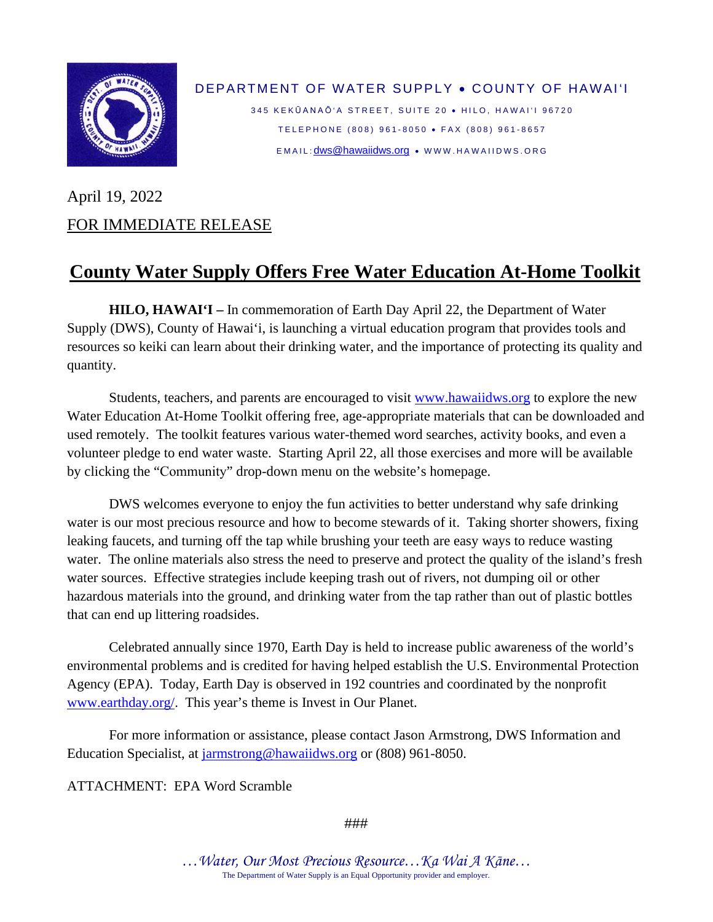DEPARTMENT OF WATER SUPPLY • COUNTY OF HAWAI'I

345 KEKŪANAŌ'A STREET, SUITE 20 • HILO, HAWAI'I 96720

TELEPHONE (808) 961-8050 • FAX (808) 961-8657

EMAIL: dws@hawaiidws.org • WWW.HAWAIIDWS.ORG

April 19, 2022

FOR IMMEDIATE RELEASE

# County Water Supply Offers Free Water Education At-Home Toolkit

**HILO, HAWAI'I –** In commemoration of Earth Day April 22, the Department of Water Supply (DWS), County of Hawai'i, is launching a virtual education program that provides tools and resources so keiki can learn about their drinking water, and the importance of protecting its quality and quantity.

Students, teachers, and parents are encouraged to visit www.hawaiidws.org to explore the new Water Education At-Home Toolkit offering free, age-appropriate materials that can be downloaded and used remotely. The toolkit features various water-themed word searches, activity books, and even a volunteer pledge to end water waste. Starting April 22, all those exercises and more will be available by clicking the "Community" drop-down menu on the website's homepage.

DWS welcomes everyone to enjoy the fun activities to better understand why safe drinking water is our most precious resource and how to become stewards of it. Taking shorter showers, fixing leaking faucets, and turning off the tap while brushing your teeth are easy ways to reduce wasting water. The online materials also stress the need to preserve and protect the quality of the island's fresh water sources. Effective strategies include keeping trash out of rivers, not dumping oil or other hazardous materials into the ground, and drinking water from the tap rather than out of plastic bottles that can end up littering roadsides.

Celebrated annually since 1970, Earth Day is held to increase public awareness of the world's environmental problems and is credited for having helped establish the U.S. Environmental Protection Agency (EPA). Today, Earth Day is observed in 192 countries and coordinated by the nonprofit www.earthday.org/. This year's theme is Invest in Our Planet.

For more information or assistance, please contact Jason Armstrong, DWS Information and Education Specialist, at jarmstrong@hawaiidws.org or (808) 961-8050.

ATTACHMENT: EPA Word Scramble

###

*…Water, Our Most Precious Resource…Ka Wai A Kāne…*

The Department of Water Supply is an Equal Opportunity provider and employer.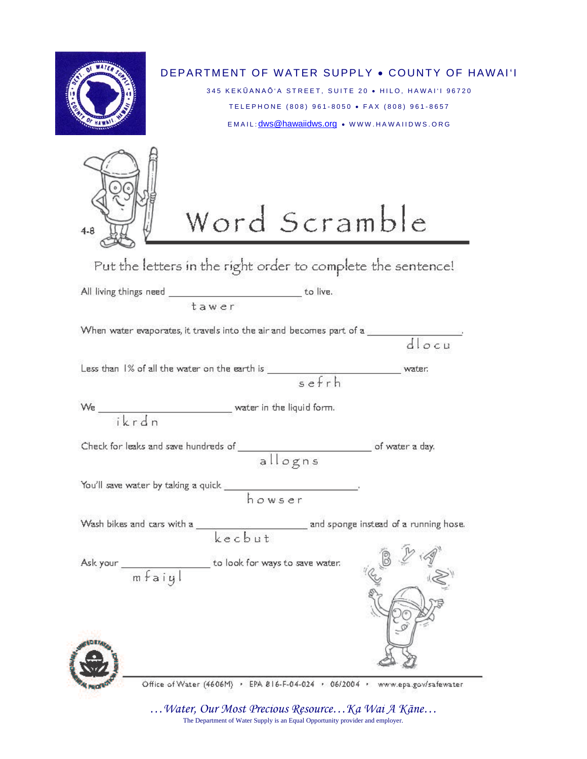DEPARTMENT OF WATER SUPPLY • COUNTY OF HAWAIʻI

345 KEKŪANAŌʻA STREET, SUITE 20 • HILO, HAWAIʻI 96720

TELEPHONE (808) 961-8050 • FAX (808) 961-8657

EMAIL: dws@hawaiidws.org • WWW.HAWAIIDWS.ORG

4-8

# Word Scramble

Put the letters in the right order to complete the sentence!

All living things need ________________________ to live.
tawer

When water evaporates, it travels into the air and becomes part of a ________________.
dlocu

Less than 1% of all the water on the earth is ________________________ water.
sefrh

We ________________________ water in the liquid form.
ikrdn

Check for leaks and save hundreds of ________________________ of water a day.
allogns

You'll save water by taking a quick ________________________.
howser

Wash bikes and cars with a ____________________ and sponge instead of a running hose.
kecbut

Ask your ________________ to look for ways to save water.
mfaiyl

Office of Water (4606M) • EPA 816-F-04-024 • 06/2004 • www.epa.gov/safewater

*...Water, Our Most Precious Resource...Ka Wai A Kāne...*

The Department of Water Supply is an Equal Opportunity provider and employer.